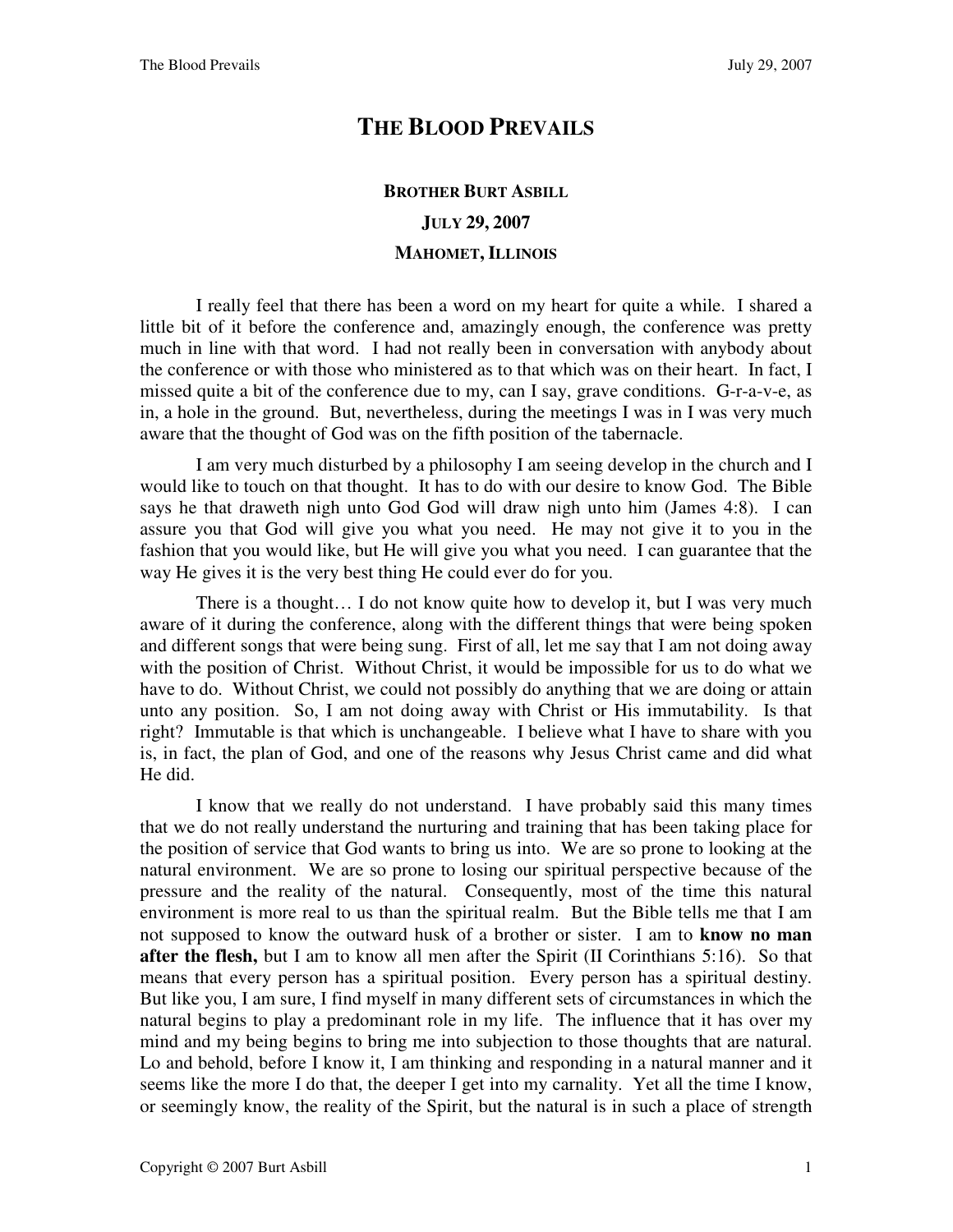# THE BLOOD PREVAILS

**BROTHER BURT ASBILL**

**JULY 29, 2007**

**MAHOMET, ILLINOIS**

I really feel that there has been a word on my heart for quite a while. I shared a little bit of it before the conference and, amazingly enough, the conference was pretty much in line with that word. I had not really been in conversation with anybody about the conference or with those who ministered as to that which was on their heart. In fact, I missed quite a bit of the conference due to my, can I say, grave conditions. G-r-a-v-e, as in, a hole in the ground. But, nevertheless, during the meetings I was in I was very much aware that the thought of God was on the fifth position of the tabernacle.

I am very much disturbed by a philosophy I am seeing develop in the church and I would like to touch on that thought. It has to do with our desire to know God. The Bible says he that draweth nigh unto God God will draw nigh unto him (James 4:8). I can assure you that God will give you what you need. He may not give it to you in the fashion that you would like, but He will give you what you need. I can guarantee that the way He gives it is the very best thing He could ever do for you.

There is a thought… I do not know quite how to develop it, but I was very much aware of it during the conference, along with the different things that were being spoken and different songs that were being sung. First of all, let me say that I am not doing away with the position of Christ. Without Christ, it would be impossible for us to do what we have to do. Without Christ, we could not possibly do anything that we are doing or attain unto any position. So, I am not doing away with Christ or His immutability. Is that right? Immutable is that which is unchangeable. I believe what I have to share with you is, in fact, the plan of God, and one of the reasons why Jesus Christ came and did what He did.

I know that we really do not understand. I have probably said this many times that we do not really understand the nurturing and training that has been taking place for the position of service that God wants to bring us into. We are so prone to looking at the natural environment. We are so prone to losing our spiritual perspective because of the pressure and the reality of the natural. Consequently, most of the time this natural environment is more real to us than the spiritual realm. But the Bible tells me that I am not supposed to know the outward husk of a brother or sister. I am to **know no man after the flesh,** but I am to know all men after the Spirit (II Corinthians 5:16). So that means that every person has a spiritual position. Every person has a spiritual destiny. But like you, I am sure, I find myself in many different sets of circumstances in which the natural begins to play a predominant role in my life. The influence that it has over my mind and my being begins to bring me into subjection to those thoughts that are natural. Lo and behold, before I know it, I am thinking and responding in a natural manner and it seems like the more I do that, the deeper I get into my carnality. Yet all the time I know, or seemingly know, the reality of the Spirit, but the natural is in such a place of strength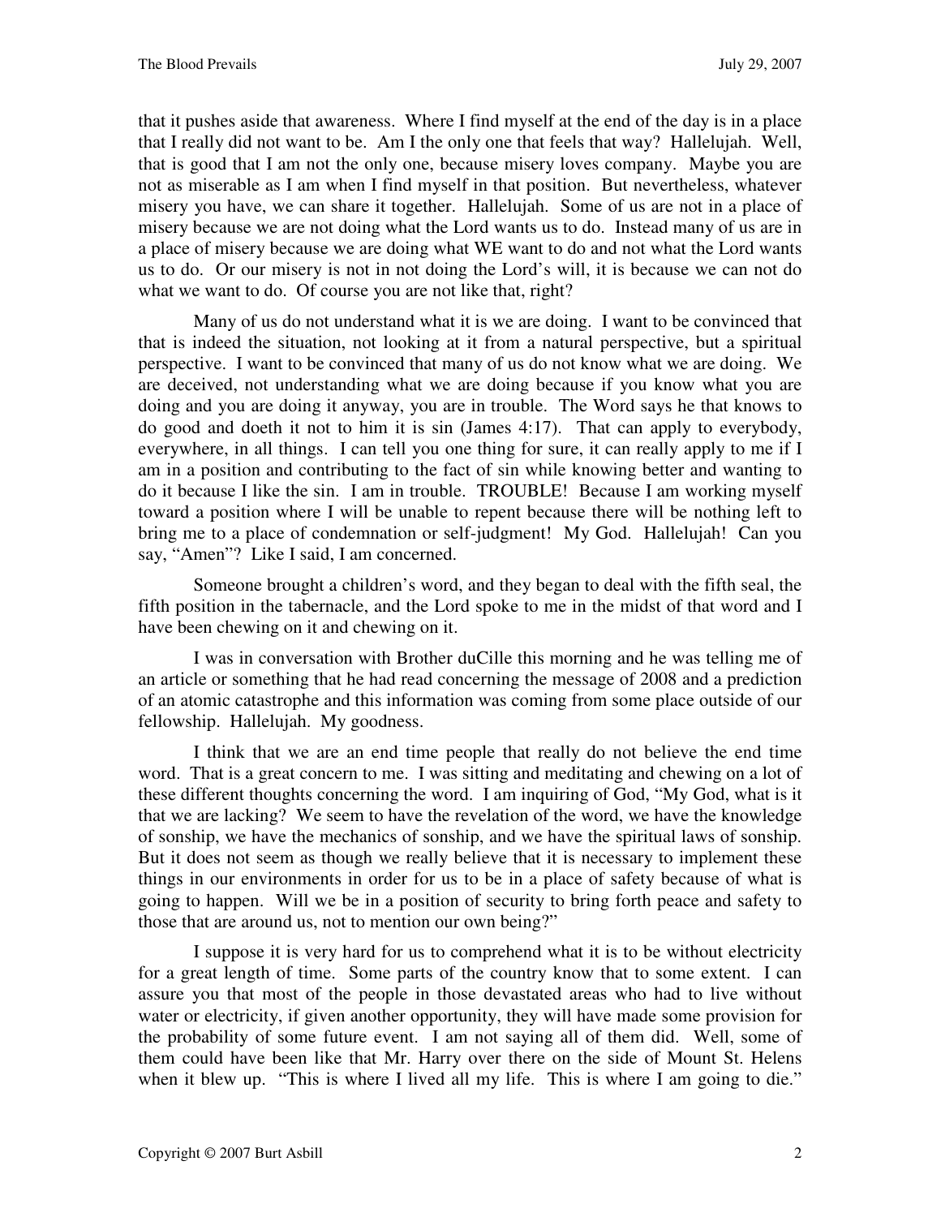that it pushes aside that awareness. Where I find myself at the end of the day is in a place that I really did not want to be. Am I the only one that feels that way? Hallelujah. Well, that is good that I am not the only one, because misery loves company. Maybe you are not as miserable as I am when I find myself in that position. But nevertheless, whatever misery you have, we can share it together. Hallelujah. Some of us are not in a place of misery because we are not doing what the Lord wants us to do. Instead many of us are in a place of misery because we are doing what WE want to do and not what the Lord wants us to do. Or our misery is not in not doing the Lord's will, it is because we can not do what we want to do. Of course you are not like that, right?

Many of us do not understand what it is we are doing. I want to be convinced that that is indeed the situation, not looking at it from a natural perspective, but a spiritual perspective. I want to be convinced that many of us do not know what we are doing. We are deceived, not understanding what we are doing because if you know what you are doing and you are doing it anyway, you are in trouble. The Word says he that knows to do good and doeth it not to him it is sin (James 4:17). That can apply to everybody, everywhere, in all things. I can tell you one thing for sure, it can really apply to me if I am in a position and contributing to the fact of sin while knowing better and wanting to do it because I like the sin. I am in trouble. TROUBLE! Because I am working myself toward a position where I will be unable to repent because there will be nothing left to bring me to a place of condemnation or self-judgment! My God. Hallelujah! Can you say, "Amen"? Like I said, I am concerned.

Someone brought a children's word, and they began to deal with the fifth seal, the fifth position in the tabernacle, and the Lord spoke to me in the midst of that word and I have been chewing on it and chewing on it.

I was in conversation with Brother duCille this morning and he was telling me of an article or something that he had read concerning the message of 2008 and a prediction of an atomic catastrophe and this information was coming from some place outside of our fellowship. Hallelujah. My goodness.

I think that we are an end time people that really do not believe the end time word. That is a great concern to me. I was sitting and meditating and chewing on a lot of these different thoughts concerning the word. I am inquiring of God, "My God, what is it that we are lacking? We seem to have the revelation of the word, we have the knowledge of sonship, we have the mechanics of sonship, and we have the spiritual laws of sonship. But it does not seem as though we really believe that it is necessary to implement these things in our environments in order for us to be in a place of safety because of what is going to happen. Will we be in a position of security to bring forth peace and safety to those that are around us, not to mention our own being?"

I suppose it is very hard for us to comprehend what it is to be without electricity for a great length of time. Some parts of the country know that to some extent. I can assure you that most of the people in those devastated areas who had to live without water or electricity, if given another opportunity, they will have made some provision for the probability of some future event. I am not saying all of them did. Well, some of them could have been like that Mr. Harry over there on the side of Mount St. Helens when it blew up. "This is where I lived all my life. This is where I am going to die."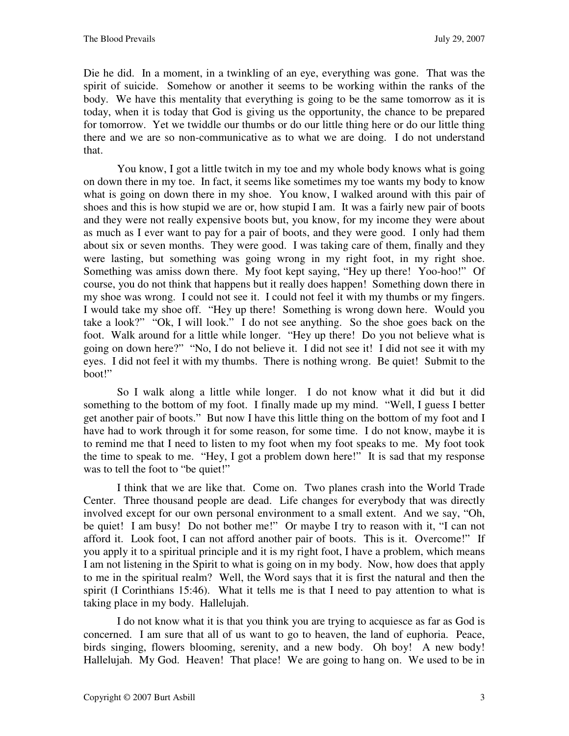Die he did. In a moment, in a twinkling of an eye, everything was gone. That was the spirit of suicide. Somehow or another it seems to be working within the ranks of the body. We have this mentality that everything is going to be the same tomorrow as it is today, when it is today that God is giving us the opportunity, the chance to be prepared for tomorrow. Yet we twiddle our thumbs or do our little thing here or do our little thing there and we are so non-communicative as to what we are doing. I do not understand that.

You know, I got a little twitch in my toe and my whole body knows what is going on down there in my toe. In fact, it seems like sometimes my toe wants my body to know what is going on down there in my shoe. You know, I walked around with this pair of shoes and this is how stupid we are or, how stupid I am. It was a fairly new pair of boots and they were not really expensive boots but, you know, for my income they were about as much as I ever want to pay for a pair of boots, and they were good. I only had them about six or seven months. They were good. I was taking care of them, finally and they were lasting, but something was going wrong in my right foot, in my right shoe. Something was amiss down there. My foot kept saying, "Hey up there! Yoo-hoo!" Of course, you do not think that happens but it really does happen! Something down there in my shoe was wrong. I could not see it. I could not feel it with my thumbs or my fingers. I would take my shoe off. "Hey up there! Something is wrong down here. Would you take a look?" "Ok, I will look." I do not see anything. So the shoe goes back on the foot. Walk around for a little while longer. "Hey up there! Do you not believe what is going on down here?" "No, I do not believe it. I did not see it! I did not see it with my eyes. I did not feel it with my thumbs. There is nothing wrong. Be quiet! Submit to the boot!"

So I walk along a little while longer. I do not know what it did but it did something to the bottom of my foot. I finally made up my mind. "Well, I guess I better get another pair of boots." But now I have this little thing on the bottom of my foot and I have had to work through it for some reason, for some time. I do not know, maybe it is to remind me that I need to listen to my foot when my foot speaks to me. My foot took the time to speak to me. "Hey, I got a problem down here!" It is sad that my response was to tell the foot to "be quiet!"

I think that we are like that. Come on. Two planes crash into the World Trade Center. Three thousand people are dead. Life changes for everybody that was directly involved except for our own personal environment to a small extent. And we say, "Oh, be quiet! I am busy! Do not bother me!" Or maybe I try to reason with it, "I can not afford it. Look foot, I can not afford another pair of boots. This is it. Overcome!" If you apply it to a spiritual principle and it is my right foot, I have a problem, which means I am not listening in the Spirit to what is going on in my body. Now, how does that apply to me in the spiritual realm? Well, the Word says that it is first the natural and then the spirit (I Corinthians 15:46). What it tells me is that I need to pay attention to what is taking place in my body. Hallelujah.

I do not know what it is that you think you are trying to acquiesce as far as God is concerned. I am sure that all of us want to go to heaven, the land of euphoria. Peace, birds singing, flowers blooming, serenity, and a new body. Oh boy! A new body! Hallelujah. My God. Heaven! That place! We are going to hang on. We used to be in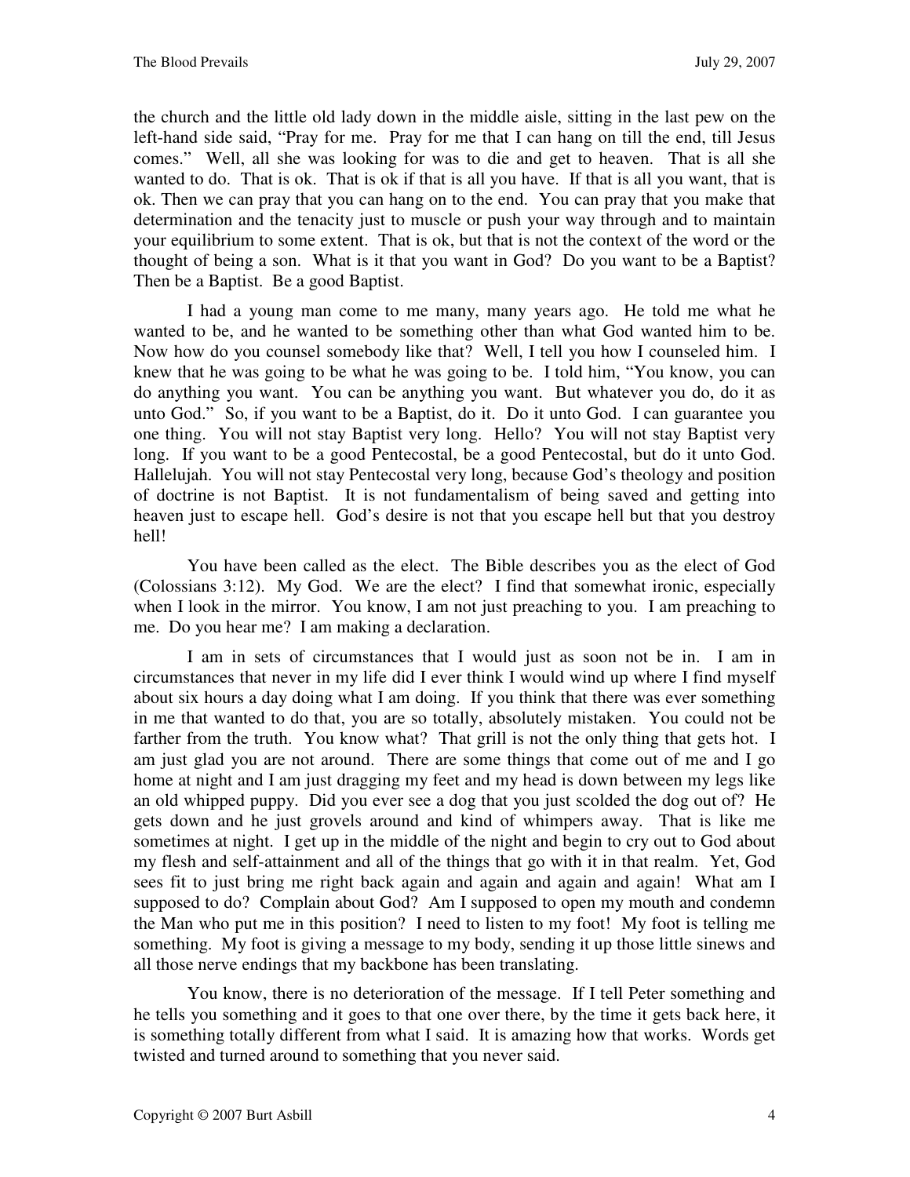the church and the little old lady down in the middle aisle, sitting in the last pew on the left-hand side said, "Pray for me. Pray for me that I can hang on till the end, till Jesus comes." Well, all she was looking for was to die and get to heaven. That is all she wanted to do. That is ok. That is ok if that is all you have. If that is all you want, that is ok. Then we can pray that you can hang on to the end. You can pray that you make that determination and the tenacity just to muscle or push your way through and to maintain your equilibrium to some extent. That is ok, but that is not the context of the word or the thought of being a son. What is it that you want in God? Do you want to be a Baptist? Then be a Baptist. Be a good Baptist.

I had a young man come to me many, many years ago. He told me what he wanted to be, and he wanted to be something other than what God wanted him to be. Now how do you counsel somebody like that? Well, I tell you how I counseled him. I knew that he was going to be what he was going to be. I told him, "You know, you can do anything you want. You can be anything you want. But whatever you do, do it as unto God." So, if you want to be a Baptist, do it. Do it unto God. I can guarantee you one thing. You will not stay Baptist very long. Hello? You will not stay Baptist very long. If you want to be a good Pentecostal, be a good Pentecostal, but do it unto God. Hallelujah. You will not stay Pentecostal very long, because God's theology and position of doctrine is not Baptist. It is not fundamentalism of being saved and getting into heaven just to escape hell. God's desire is not that you escape hell but that you destroy hell!

You have been called as the elect. The Bible describes you as the elect of God (Colossians 3:12). My God. We are the elect? I find that somewhat ironic, especially when I look in the mirror. You know, I am not just preaching to you. I am preaching to me. Do you hear me? I am making a declaration.

I am in sets of circumstances that I would just as soon not be in. I am in circumstances that never in my life did I ever think I would wind up where I find myself about six hours a day doing what I am doing. If you think that there was ever something in me that wanted to do that, you are so totally, absolutely mistaken. You could not be farther from the truth. You know what? That grill is not the only thing that gets hot. I am just glad you are not around. There are some things that come out of me and I go home at night and I am just dragging my feet and my head is down between my legs like an old whipped puppy. Did you ever see a dog that you just scolded the dog out of? He gets down and he just grovels around and kind of whimpers away. That is like me sometimes at night. I get up in the middle of the night and begin to cry out to God about my flesh and self-attainment and all of the things that go with it in that realm. Yet, God sees fit to just bring me right back again and again and again and again! What am I supposed to do? Complain about God? Am I supposed to open my mouth and condemn the Man who put me in this position? I need to listen to my foot! My foot is telling me something. My foot is giving a message to my body, sending it up those little sinews and all those nerve endings that my backbone has been translating.

You know, there is no deterioration of the message. If I tell Peter something and he tells you something and it goes to that one over there, by the time it gets back here, it is something totally different from what I said. It is amazing how that works. Words get twisted and turned around to something that you never said.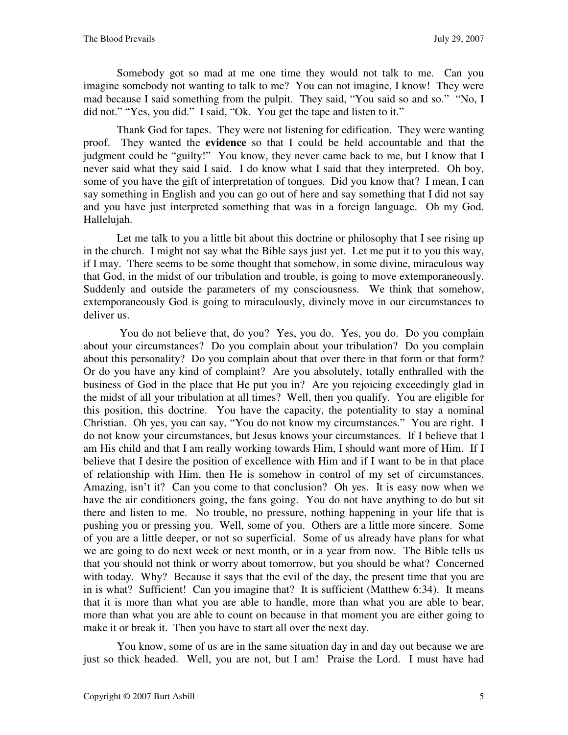Somebody got so mad at me one time they would not talk to me. Can you imagine somebody not wanting to talk to me? You can not imagine, I know! They were mad because I said something from the pulpit. They said, "You said so and so." "No, I did not." "Yes, you did." I said, "Ok. You get the tape and listen to it."

Thank God for tapes. They were not listening for edification. They were wanting proof. They wanted the **evidence** so that I could be held accountable and that the judgment could be "guilty!" You know, they never came back to me, but I know that I never said what they said I said. I do know what I said that they interpreted. Oh boy, some of you have the gift of interpretation of tongues. Did you know that? I mean, I can say something in English and you can go out of here and say something that I did not say and you have just interpreted something that was in a foreign language. Oh my God. Hallelujah.

Let me talk to you a little bit about this doctrine or philosophy that I see rising up in the church. I might not say what the Bible says just yet. Let me put it to you this way, if I may. There seems to be some thought that somehow, in some divine, miraculous way that God, in the midst of our tribulation and trouble, is going to move extemporaneously. Suddenly and outside the parameters of my consciousness. We think that somehow, extemporaneously God is going to miraculously, divinely move in our circumstances to deliver us.

You do not believe that, do you? Yes, you do. Yes, you do. Do you complain about your circumstances? Do you complain about your tribulation? Do you complain about this personality? Do you complain about that over there in that form or that form? Or do you have any kind of complaint? Are you absolutely, totally enthralled with the business of God in the place that He put you in? Are you rejoicing exceedingly glad in the midst of all your tribulation at all times? Well, then you qualify. You are eligible for this position, this doctrine. You have the capacity, the potentiality to stay a nominal Christian. Oh yes, you can say, "You do not know my circumstances." You are right. I do not know your circumstances, but Jesus knows your circumstances. If I believe that I am His child and that I am really working towards Him, I should want more of Him. If I believe that I desire the position of excellence with Him and if I want to be in that place of relationship with Him, then He is somehow in control of my set of circumstances. Amazing, isn't it? Can you come to that conclusion? Oh yes. It is easy now when we have the air conditioners going, the fans going. You do not have anything to do but sit there and listen to me. No trouble, no pressure, nothing happening in your life that is pushing you or pressing you. Well, some of you. Others are a little more sincere. Some of you are a little deeper, or not so superficial. Some of us already have plans for what we are going to do next week or next month, or in a year from now. The Bible tells us that you should not think or worry about tomorrow, but you should be what? Concerned with today. Why? Because it says that the evil of the day, the present time that you are in is what? Sufficient! Can you imagine that? It is sufficient (Matthew 6:34). It means that it is more than what you are able to handle, more than what you are able to bear, more than what you are able to count on because in that moment you are either going to make it or break it. Then you have to start all over the next day.

You know, some of us are in the same situation day in and day out because we are just so thick headed. Well, you are not, but I am! Praise the Lord. I must have had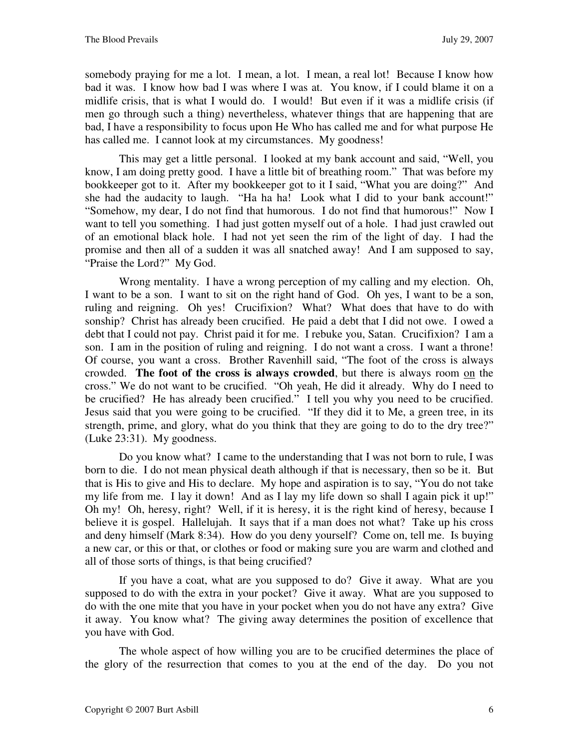somebody praying for me a lot. I mean, a lot. I mean, a real lot! Because I know how bad it was. I know how bad I was where I was at. You know, if I could blame it on a midlife crisis, that is what I would do. I would! But even if it was a midlife crisis (if men go through such a thing) nevertheless, whatever things that are happening that are bad, I have a responsibility to focus upon He Who has called me and for what purpose He has called me. I cannot look at my circumstances. My goodness!

This may get a little personal. I looked at my bank account and said, "Well, you know, I am doing pretty good. I have a little bit of breathing room." That was before my bookkeeper got to it. After my bookkeeper got to it I said, "What you are doing?" And she had the audacity to laugh. "Ha ha ha! Look what I did to your bank account!" "Somehow, my dear, I do not find that humorous. I do not find that humorous!" Now I want to tell you something. I had just gotten myself out of a hole. I had just crawled out of an emotional black hole. I had not yet seen the rim of the light of day. I had the promise and then all of a sudden it was all snatched away! And I am supposed to say, "Praise the Lord?" My God.

Wrong mentality. I have a wrong perception of my calling and my election. Oh, I want to be a son. I want to sit on the right hand of God. Oh yes, I want to be a son, ruling and reigning. Oh yes! Crucifixion? What? What does that have to do with sonship? Christ has already been crucified. He paid a debt that I did not owe. I owed a debt that I could not pay. Christ paid it for me. I rebuke you, Satan. Crucifixion? I am a son. I am in the position of ruling and reigning. I do not want a cross. I want a throne! Of course, you want a cross. Brother Ravenhill said, "The foot of the cross is always crowded. **The foot of the cross is always crowded**, but there is always room <u>on</u> the cross." We do not want to be crucified. "Oh yeah, He did it already. Why do I need to be crucified? He has already been crucified." I tell you why you need to be crucified. Jesus said that you were going to be crucified. "If they did it to Me, a green tree, in its strength, prime, and glory, what do you think that they are going to do to the dry tree?" (Luke 23:31). My goodness.

Do you know what? I came to the understanding that I was not born to rule, I was born to die. I do not mean physical death although if that is necessary, then so be it. But that is His to give and His to declare. My hope and aspiration is to say, "You do not take my life from me. I lay it down! And as I lay my life down so shall I again pick it up!" Oh my! Oh, heresy, right? Well, if it is heresy, it is the right kind of heresy, because I believe it is gospel. Hallelujah. It says that if a man does not what? Take up his cross and deny himself (Mark 8:34). How do you deny yourself? Come on, tell me. Is buying a new car, or this or that, or clothes or food or making sure you are warm and clothed and all of those sorts of things, is that being crucified?

If you have a coat, what are you supposed to do? Give it away. What are you supposed to do with the extra in your pocket? Give it away. What are you supposed to do with the one mite that you have in your pocket when you do not have any extra? Give it away. You know what? The giving away determines the position of excellence that you have with God.

The whole aspect of how willing you are to be crucified determines the place of the glory of the resurrection that comes to you at the end of the day. Do you not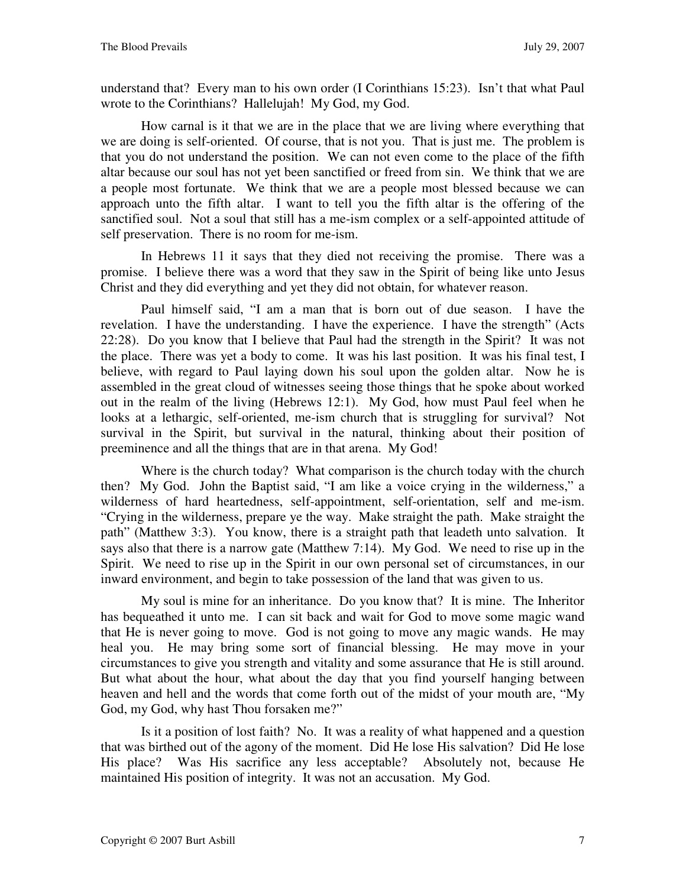understand that? Every man to his own order (I Corinthians 15:23). Isn't that what Paul wrote to the Corinthians? Hallelujah! My God, my God.

How carnal is it that we are in the place that we are living where everything that we are doing is self-oriented. Of course, that is not you. That is just me. The problem is that you do not understand the position. We can not even come to the place of the fifth altar because our soul has not yet been sanctified or freed from sin. We think that we are a people most fortunate. We think that we are a people most blessed because we can approach unto the fifth altar. I want to tell you the fifth altar is the offering of the sanctified soul. Not a soul that still has a me-ism complex or a self-appointed attitude of self preservation. There is no room for me-ism.

In Hebrews 11 it says that they died not receiving the promise. There was a promise. I believe there was a word that they saw in the Spirit of being like unto Jesus Christ and they did everything and yet they did not obtain, for whatever reason.

Paul himself said, "I am a man that is born out of due season. I have the revelation. I have the understanding. I have the experience. I have the strength" (Acts 22:28). Do you know that I believe that Paul had the strength in the Spirit? It was not the place. There was yet a body to come. It was his last position. It was his final test, I believe, with regard to Paul laying down his soul upon the golden altar. Now he is assembled in the great cloud of witnesses seeing those things that he spoke about worked out in the realm of the living (Hebrews 12:1). My God, how must Paul feel when he looks at a lethargic, self-oriented, me-ism church that is struggling for survival? Not survival in the Spirit, but survival in the natural, thinking about their position of preeminence and all the things that are in that arena. My God!

Where is the church today? What comparison is the church today with the church then? My God. John the Baptist said, "I am like a voice crying in the wilderness," a wilderness of hard heartedness, self-appointment, self-orientation, self and me-ism. "Crying in the wilderness, prepare ye the way. Make straight the path. Make straight the path" (Matthew 3:3). You know, there is a straight path that leadeth unto salvation. It says also that there is a narrow gate (Matthew 7:14). My God. We need to rise up in the Spirit. We need to rise up in the Spirit in our own personal set of circumstances, in our inward environment, and begin to take possession of the land that was given to us.

My soul is mine for an inheritance. Do you know that? It is mine. The Inheritor has bequeathed it unto me. I can sit back and wait for God to move some magic wand that He is never going to move. God is not going to move any magic wands. He may heal you. He may bring some sort of financial blessing. He may move in your circumstances to give you strength and vitality and some assurance that He is still around. But what about the hour, what about the day that you find yourself hanging between heaven and hell and the words that come forth out of the midst of your mouth are, "My God, my God, why hast Thou forsaken me?"

Is it a position of lost faith? No. It was a reality of what happened and a question that was birthed out of the agony of the moment. Did He lose His salvation? Did He lose His place? Was His sacrifice any less acceptable? Absolutely not, because He maintained His position of integrity. It was not an accusation. My God.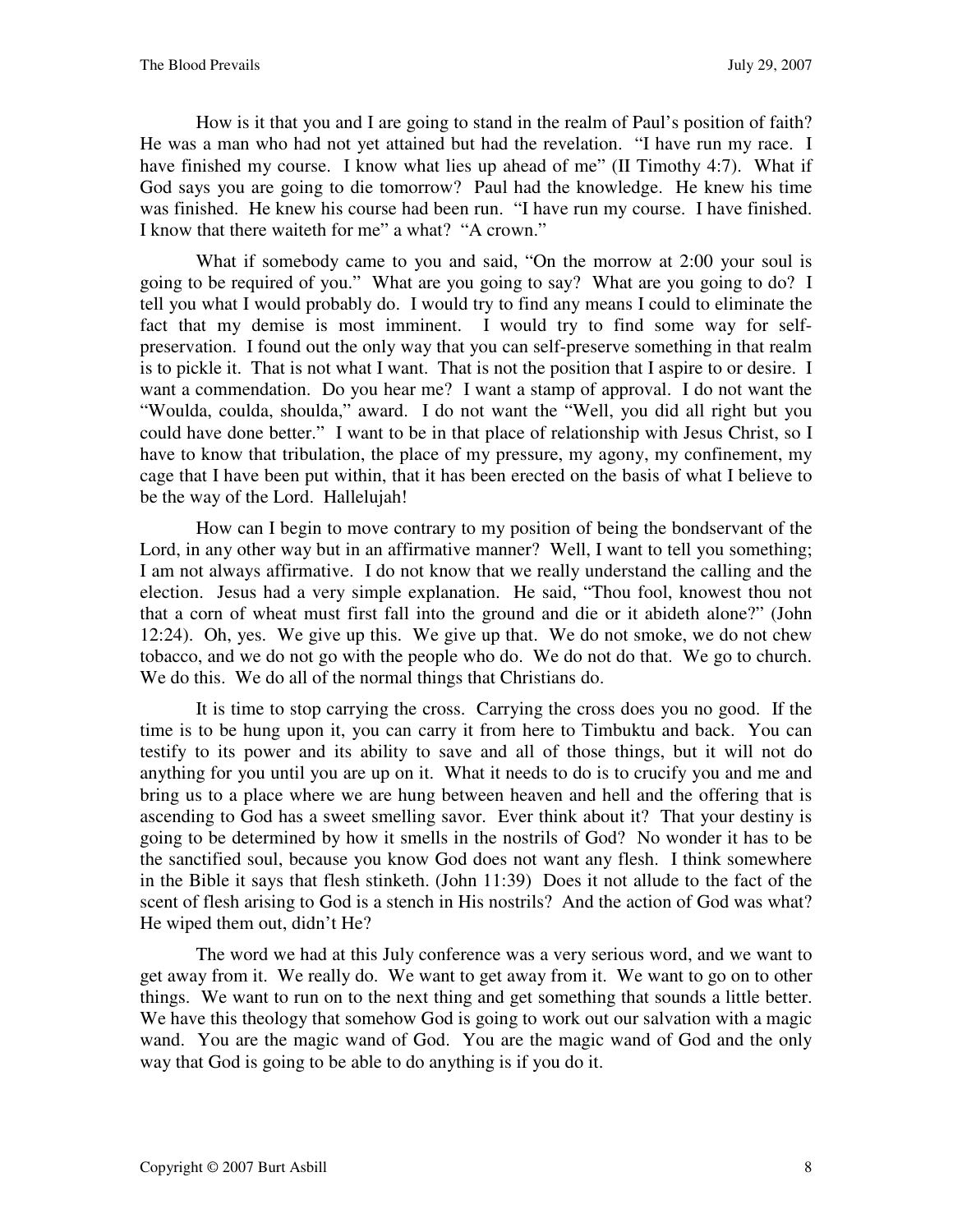How is it that you and I are going to stand in the realm of Paul's position of faith? He was a man who had not yet attained but had the revelation. "I have run my race. I have finished my course. I know what lies up ahead of me" (II Timothy 4:7). What if God says you are going to die tomorrow? Paul had the knowledge. He knew his time was finished. He knew his course had been run. "I have run my course. I have finished. I know that there waiteth for me" a what? "A crown."

What if somebody came to you and said, "On the morrow at 2:00 your soul is going to be required of you." What are you going to say? What are you going to do? I tell you what I would probably do. I would try to find any means I could to eliminate the fact that my demise is most imminent. I would try to find some way for self-preservation. I found out the only way that you can self-preserve something in that realm is to pickle it. That is not what I want. That is not the position that I aspire to or desire. I want a commendation. Do you hear me? I want a stamp of approval. I do not want the "Woulda, coulda, shoulda," award. I do not want the "Well, you did all right but you could have done better." I want to be in that place of relationship with Jesus Christ, so I have to know that tribulation, the place of my pressure, my agony, my confinement, my cage that I have been put within, that it has been erected on the basis of what I believe to be the way of the Lord. Hallelujah!

How can I begin to move contrary to my position of being the bondservant of the Lord, in any other way but in an affirmative manner? Well, I want to tell you something; I am not always affirmative. I do not know that we really understand the calling and the election. Jesus had a very simple explanation. He said, "Thou fool, knowest thou not that a corn of wheat must first fall into the ground and die or it abideth alone?" (John 12:24). Oh, yes. We give up this. We give up that. We do not smoke, we do not chew tobacco, and we do not go with the people who do. We do not do that. We go to church. We do this. We do all of the normal things that Christians do.

It is time to stop carrying the cross. Carrying the cross does you no good. If the time is to be hung upon it, you can carry it from here to Timbuktu and back. You can testify to its power and its ability to save and all of those things, but it will not do anything for you until you are up on it. What it needs to do is to crucify you and me and bring us to a place where we are hung between heaven and hell and the offering that is ascending to God has a sweet smelling savor. Ever think about it? That your destiny is going to be determined by how it smells in the nostrils of God? No wonder it has to be the sanctified soul, because you know God does not want any flesh. I think somewhere in the Bible it says that flesh stinketh. (John 11:39) Does it not allude to the fact of the scent of flesh arising to God is a stench in His nostrils? And the action of God was what? He wiped them out, didn't He?

The word we had at this July conference was a very serious word, and we want to get away from it. We really do. We want to get away from it. We want to go on to other things. We want to run on to the next thing and get something that sounds a little better. We have this theology that somehow God is going to work out our salvation with a magic wand. You are the magic wand of God. You are the magic wand of God and the only way that God is going to be able to do anything is if you do it.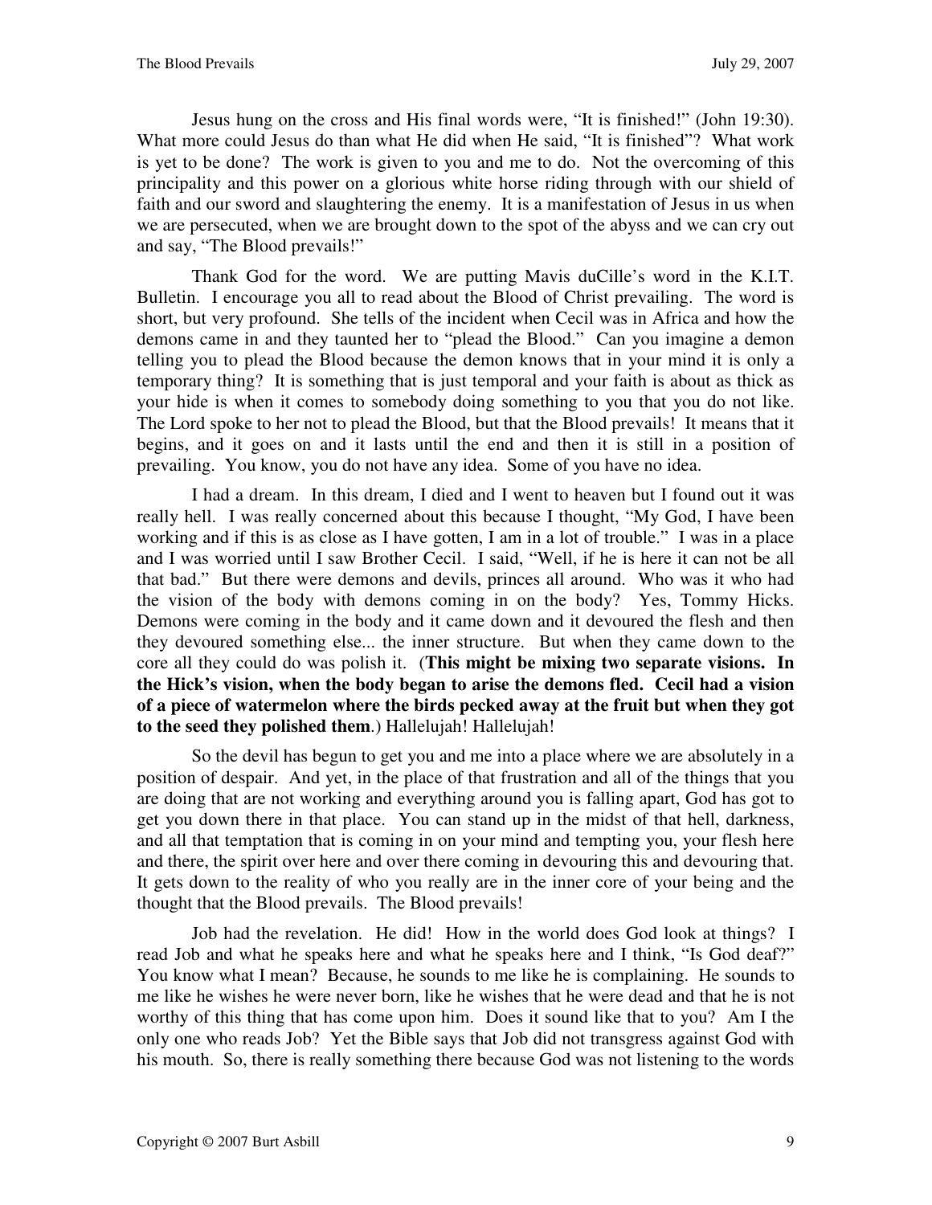Jesus hung on the cross and His final words were, "It is finished!" (John 19:30). What more could Jesus do than what He did when He said, "It is finished"? What work is yet to be done? The work is given to you and me to do. Not the overcoming of this principality and this power on a glorious white horse riding through with our shield of faith and our sword and slaughtering the enemy. It is a manifestation of Jesus in us when we are persecuted, when we are brought down to the spot of the abyss and we can cry out and say, "The Blood prevails!"

Thank God for the word. We are putting Mavis duCille's word in the K.I.T. Bulletin. I encourage you all to read about the Blood of Christ prevailing. The word is short, but very profound. She tells of the incident when Cecil was in Africa and how the demons came in and they taunted her to "plead the Blood." Can you imagine a demon telling you to plead the Blood because the demon knows that in your mind it is only a temporary thing? It is something that is just temporal and your faith is about as thick as your hide is when it comes to somebody doing something to you that you do not like. The Lord spoke to her not to plead the Blood, but that the Blood prevails! It means that it begins, and it goes on and it lasts until the end and then it is still in a position of prevailing. You know, you do not have any idea. Some of you have no idea.

I had a dream. In this dream, I died and I went to heaven but I found out it was really hell. I was really concerned about this because I thought, "My God, I have been working and if this is as close as I have gotten, I am in a lot of trouble." I was in a place and I was worried until I saw Brother Cecil. I said, "Well, if he is here it can not be all that bad." But there were demons and devils, princes all around. Who was it who had the vision of the body with demons coming in on the body? Yes, Tommy Hicks. Demons were coming in the body and it came down and it devoured the flesh and then they devoured something else... the inner structure. But when they came down to the core all they could do was polish it. (**This might be mixing two separate visions. In the Hick's vision, when the body began to arise the demons fled. Cecil had a vision of a piece of watermelon where the birds pecked away at the fruit but when they got to the seed they polished them**.) Hallelujah! Hallelujah!

So the devil has begun to get you and me into a place where we are absolutely in a position of despair. And yet, in the place of that frustration and all of the things that you are doing that are not working and everything around you is falling apart, God has got to get you down there in that place. You can stand up in the midst of that hell, darkness, and all that temptation that is coming in on your mind and tempting you, your flesh here and there, the spirit over here and over there coming in devouring this and devouring that. It gets down to the reality of who you really are in the inner core of your being and the thought that the Blood prevails. The Blood prevails!

Job had the revelation. He did! How in the world does God look at things? I read Job and what he speaks here and what he speaks here and I think, "Is God deaf?" You know what I mean? Because, he sounds to me like he is complaining. He sounds to me like he wishes he were never born, like he wishes that he were dead and that he is not worthy of this thing that has come upon him. Does it sound like that to you? Am I the only one who reads Job? Yet the Bible says that Job did not transgress against God with his mouth. So, there is really something there because God was not listening to the words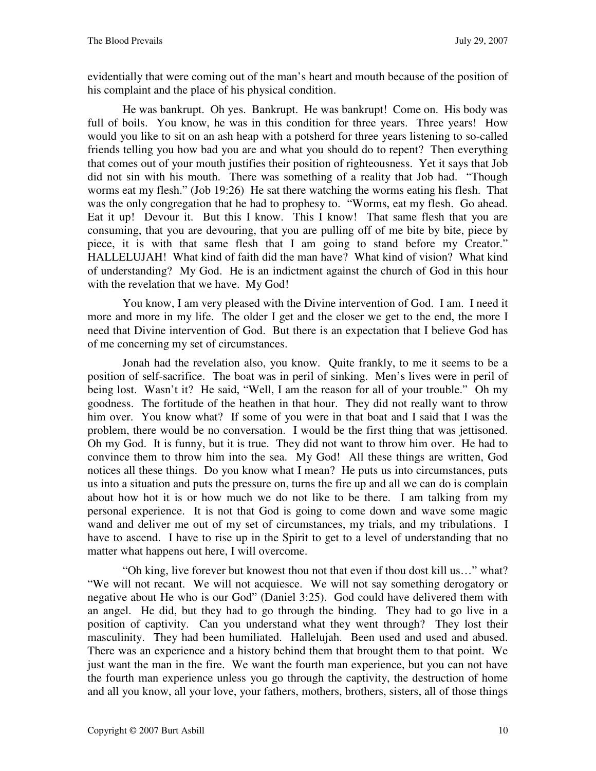evidentially that were coming out of the man's heart and mouth because of the position of his complaint and the place of his physical condition.

He was bankrupt. Oh yes. Bankrupt. He was bankrupt! Come on. His body was full of boils. You know, he was in this condition for three years. Three years! How would you like to sit on an ash heap with a potsherd for three years listening to so-called friends telling you how bad you are and what you should do to repent? Then everything that comes out of your mouth justifies their position of righteousness. Yet it says that Job did not sin with his mouth. There was something of a reality that Job had. "Though worms eat my flesh." (Job 19:26) He sat there watching the worms eating his flesh. That was the only congregation that he had to prophesy to. "Worms, eat my flesh. Go ahead. Eat it up! Devour it. But this I know. This I know! That same flesh that you are consuming, that you are devouring, that you are pulling off of me bite by bite, piece by piece, it is with that same flesh that I am going to stand before my Creator." HALLELUJAH! What kind of faith did the man have? What kind of vision? What kind of understanding? My God. He is an indictment against the church of God in this hour with the revelation that we have. My God!

You know, I am very pleased with the Divine intervention of God. I am. I need it more and more in my life. The older I get and the closer we get to the end, the more I need that Divine intervention of God. But there is an expectation that I believe God has of me concerning my set of circumstances.

Jonah had the revelation also, you know. Quite frankly, to me it seems to be a position of self-sacrifice. The boat was in peril of sinking. Men's lives were in peril of being lost. Wasn't it? He said, "Well, I am the reason for all of your trouble." Oh my goodness. The fortitude of the heathen in that hour. They did not really want to throw him over. You know what? If some of you were in that boat and I said that I was the problem, there would be no conversation. I would be the first thing that was jettisoned. Oh my God. It is funny, but it is true. They did not want to throw him over. He had to convince them to throw him into the sea. My God! All these things are written, God notices all these things. Do you know what I mean? He puts us into circumstances, puts us into a situation and puts the pressure on, turns the fire up and all we can do is complain about how hot it is or how much we do not like to be there. I am talking from my personal experience. It is not that God is going to come down and wave some magic wand and deliver me out of my set of circumstances, my trials, and my tribulations. I have to ascend. I have to rise up in the Spirit to get to a level of understanding that no matter what happens out here, I will overcome.

"Oh king, live forever but knowest thou not that even if thou dost kill us…" what? "We will not recant. We will not acquiesce. We will not say something derogatory or negative about He who is our God" (Daniel 3:25). God could have delivered them with an angel. He did, but they had to go through the binding. They had to go live in a position of captivity. Can you understand what they went through? They lost their masculinity. They had been humiliated. Hallelujah. Been used and used and abused. There was an experience and a history behind them that brought them to that point. We just want the man in the fire. We want the fourth man experience, but you can not have the fourth man experience unless you go through the captivity, the destruction of home and all you know, all your love, your fathers, mothers, brothers, sisters, all of those things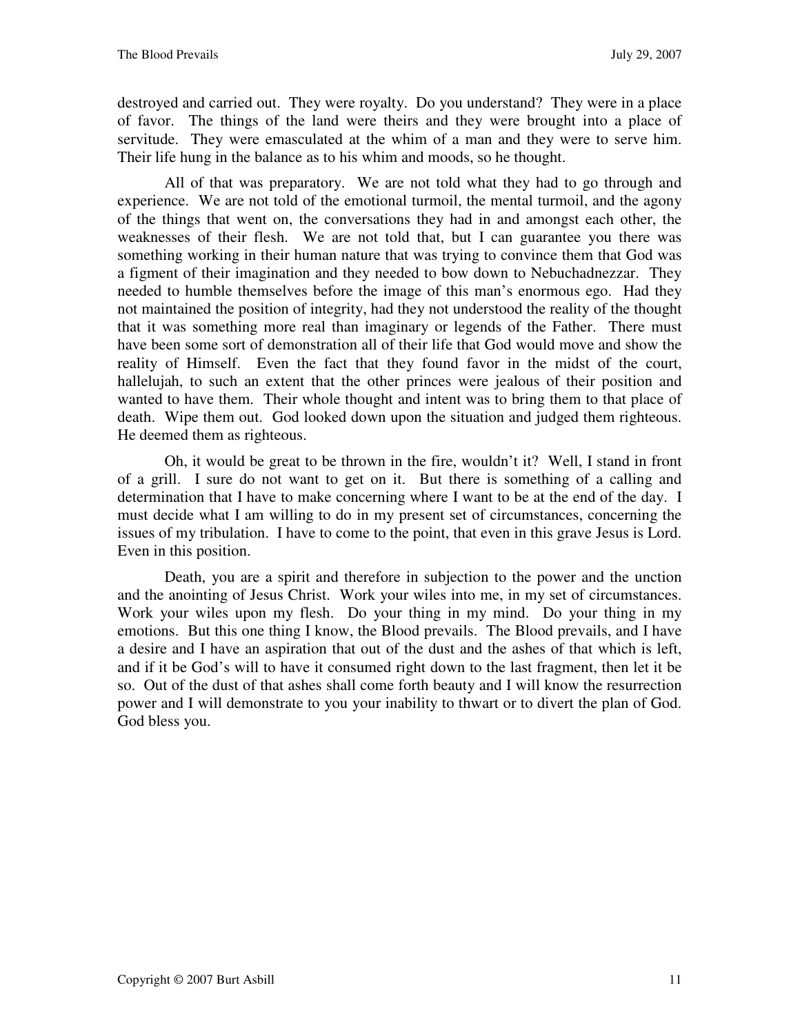destroyed and carried out. They were royalty. Do you understand? They were in a place of favor. The things of the land were theirs and they were brought into a place of servitude. They were emasculated at the whim of a man and they were to serve him. Their life hung in the balance as to his whim and moods, so he thought.

All of that was preparatory. We are not told what they had to go through and experience. We are not told of the emotional turmoil, the mental turmoil, and the agony of the things that went on, the conversations they had in and amongst each other, the weaknesses of their flesh. We are not told that, but I can guarantee you there was something working in their human nature that was trying to convince them that God was a figment of their imagination and they needed to bow down to Nebuchadnezzar. They needed to humble themselves before the image of this man's enormous ego. Had they not maintained the position of integrity, had they not understood the reality of the thought that it was something more real than imaginary or legends of the Father. There must have been some sort of demonstration all of their life that God would move and show the reality of Himself. Even the fact that they found favor in the midst of the court, hallelujah, to such an extent that the other princes were jealous of their position and wanted to have them. Their whole thought and intent was to bring them to that place of death. Wipe them out. God looked down upon the situation and judged them righteous. He deemed them as righteous.

Oh, it would be great to be thrown in the fire, wouldn't it? Well, I stand in front of a grill. I sure do not want to get on it. But there is something of a calling and determination that I have to make concerning where I want to be at the end of the day. I must decide what I am willing to do in my present set of circumstances, concerning the issues of my tribulation. I have to come to the point, that even in this grave Jesus is Lord. Even in this position.

Death, you are a spirit and therefore in subjection to the power and the unction and the anointing of Jesus Christ. Work your wiles into me, in my set of circumstances. Work your wiles upon my flesh. Do your thing in my mind. Do your thing in my emotions. But this one thing I know, the Blood prevails. The Blood prevails, and I have a desire and I have an aspiration that out of the dust and the ashes of that which is left, and if it be God's will to have it consumed right down to the last fragment, then let it be so. Out of the dust of that ashes shall come forth beauty and I will know the resurrection power and I will demonstrate to you your inability to thwart or to divert the plan of God. God bless you.